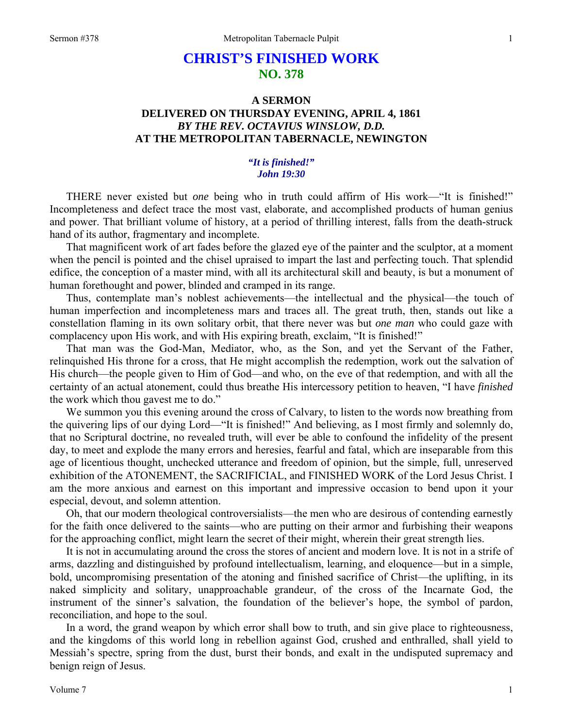# CHRIST'S FINISHED WORK
## NO. 378

### A SERMON
### DELIVERED ON THURSDAY EVENING, APRIL 4, 1861
### *BY THE REV. OCTAVIUS WINSLOW, D.D.*
### AT THE METROPOLITAN TABERNACLE, NEWINGTON

***"It is finished!"***
***John 19:30***

THERE never existed but *one* being who in truth could affirm of His work—"It is finished!" Incompleteness and defect trace the most vast, elaborate, and accomplished products of human genius and power. That brilliant volume of history, at a period of thrilling interest, falls from the death-struck hand of its author, fragmentary and incomplete.

That magnificent work of art fades before the glazed eye of the painter and the sculptor, at a moment when the pencil is pointed and the chisel upraised to impart the last and perfecting touch. That splendid edifice, the conception of a master mind, with all its architectural skill and beauty, is but a monument of human forethought and power, blinded and cramped in its range.

Thus, contemplate man's noblest achievements—the intellectual and the physical—the touch of human imperfection and incompleteness mars and traces all. The great truth, then, stands out like a constellation flaming in its own solitary orbit, that there never was but *one man* who could gaze with complacency upon His work, and with His expiring breath, exclaim, "It is finished!"

That man was the God-Man, Mediator, who, as the Son, and yet the Servant of the Father, relinquished His throne for a cross, that He might accomplish the redemption, work out the salvation of His church—the people given to Him of God—and who, on the eve of that redemption, and with all the certainty of an actual atonement, could thus breathe His intercessory petition to heaven, "I have *finished* the work which thou gavest me to do."

We summon you this evening around the cross of Calvary, to listen to the words now breathing from the quivering lips of our dying Lord—"It is finished!" And believing, as I most firmly and solemnly do, that no Scriptural doctrine, no revealed truth, will ever be able to confound the infidelity of the present day, to meet and explode the many errors and heresies, fearful and fatal, which are inseparable from this age of licentious thought, unchecked utterance and freedom of opinion, but the simple, full, unreserved exhibition of the ATONEMENT, the SACRIFICIAL, and FINISHED WORK of the Lord Jesus Christ. I am the more anxious and earnest on this important and impressive occasion to bend upon it your especial, devout, and solemn attention.

Oh, that our modern theological controversialists—the men who are desirous of contending earnestly for the faith once delivered to the saints—who are putting on their armor and furbishing their weapons for the approaching conflict, might learn the secret of their might, wherein their great strength lies.

It is not in accumulating around the cross the stores of ancient and modern love. It is not in a strife of arms, dazzling and distinguished by profound intellectualism, learning, and eloquence—but in a simple, bold, uncompromising presentation of the atoning and finished sacrifice of Christ—the uplifting, in its naked simplicity and solitary, unapproachable grandeur, of the cross of the Incarnate God, the instrument of the sinner's salvation, the foundation of the believer's hope, the symbol of pardon, reconciliation, and hope to the soul.

In a word, the grand weapon by which error shall bow to truth, and sin give place to righteousness, and the kingdoms of this world long in rebellion against God, crushed and enthralled, shall yield to Messiah's spectre, spring from the dust, burst their bonds, and exalt in the undisputed supremacy and benign reign of Jesus.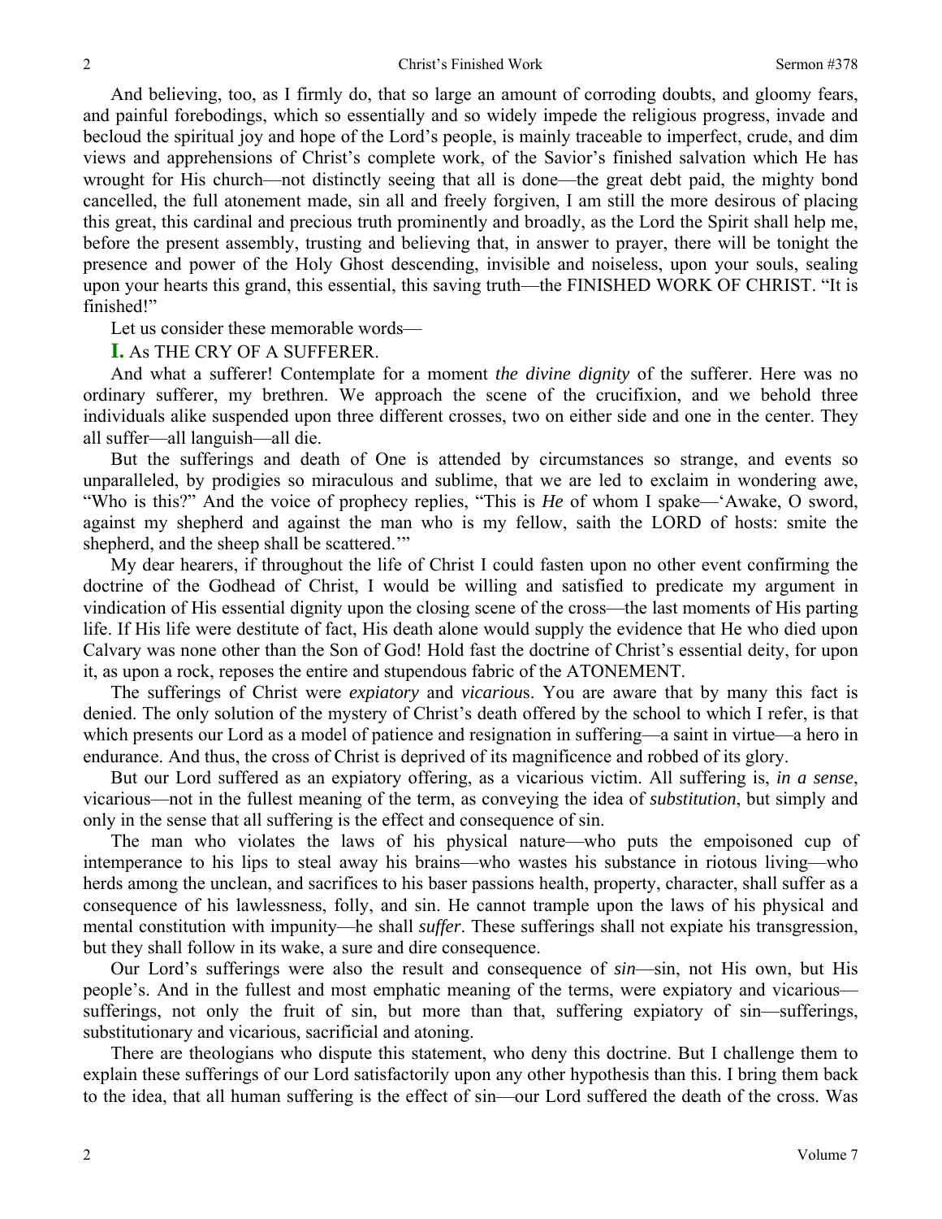And believing, too, as I firmly do, that so large an amount of corroding doubts, and gloomy fears, and painful forebodings, which so essentially and so widely impede the religious progress, invade and becloud the spiritual joy and hope of the Lord's people, is mainly traceable to imperfect, crude, and dim views and apprehensions of Christ's complete work, of the Savior's finished salvation which He has wrought for His church—not distinctly seeing that all is done—the great debt paid, the mighty bond cancelled, the full atonement made, sin all and freely forgiven, I am still the more desirous of placing this great, this cardinal and precious truth prominently and broadly, as the Lord the Spirit shall help me, before the present assembly, trusting and believing that, in answer to prayer, there will be tonight the presence and power of the Holy Ghost descending, invisible and noiseless, upon your souls, sealing upon your hearts this grand, this essential, this saving truth—the FINISHED WORK OF CHRIST. "It is finished!"

Let us consider these memorable words—

**I.** As THE CRY OF A SUFFERER.

And what a sufferer! Contemplate for a moment *the divine dignity* of the sufferer. Here was no ordinary sufferer, my brethren. We approach the scene of the crucifixion, and we behold three individuals alike suspended upon three different crosses, two on either side and one in the center. They all suffer—all languish—all die.

But the sufferings and death of One is attended by circumstances so strange, and events so unparalleled, by prodigies so miraculous and sublime, that we are led to exclaim in wondering awe, "Who is this?" And the voice of prophecy replies, "This is *He* of whom I spake—'Awake, O sword, against my shepherd and against the man who is my fellow, saith the LORD of hosts: smite the shepherd, and the sheep shall be scattered.'"

My dear hearers, if throughout the life of Christ I could fasten upon no other event confirming the doctrine of the Godhead of Christ, I would be willing and satisfied to predicate my argument in vindication of His essential dignity upon the closing scene of the cross—the last moments of His parting life. If His life were destitute of fact, His death alone would supply the evidence that He who died upon Calvary was none other than the Son of God! Hold fast the doctrine of Christ's essential deity, for upon it, as upon a rock, reposes the entire and stupendous fabric of the ATONEMENT.

The sufferings of Christ were *expiatory* and *vicarious*. You are aware that by many this fact is denied. The only solution of the mystery of Christ's death offered by the school to which I refer, is that which presents our Lord as a model of patience and resignation in suffering—a saint in virtue—a hero in endurance. And thus, the cross of Christ is deprived of its magnificence and robbed of its glory.

But our Lord suffered as an expiatory offering, as a vicarious victim. All suffering is, *in a sense*, vicarious—not in the fullest meaning of the term, as conveying the idea of *substitution*, but simply and only in the sense that all suffering is the effect and consequence of sin.

The man who violates the laws of his physical nature—who puts the empoisoned cup of intemperance to his lips to steal away his brains—who wastes his substance in riotous living—who herds among the unclean, and sacrifices to his baser passions health, property, character, shall suffer as a consequence of his lawlessness, folly, and sin. He cannot trample upon the laws of his physical and mental constitution with impunity—he shall *suffer*. These sufferings shall not expiate his transgression, but they shall follow in its wake, a sure and dire consequence.

Our Lord's sufferings were also the result and consequence of *sin*—sin, not His own, but His people's. And in the fullest and most emphatic meaning of the terms, were expiatory and vicarious—sufferings, not only the fruit of sin, but more than that, suffering expiatory of sin—sufferings, substitutionary and vicarious, sacrificial and atoning.

There are theologians who dispute this statement, who deny this doctrine. But I challenge them to explain these sufferings of our Lord satisfactorily upon any other hypothesis than this. I bring them back to the idea, that all human suffering is the effect of sin—our Lord suffered the death of the cross. Was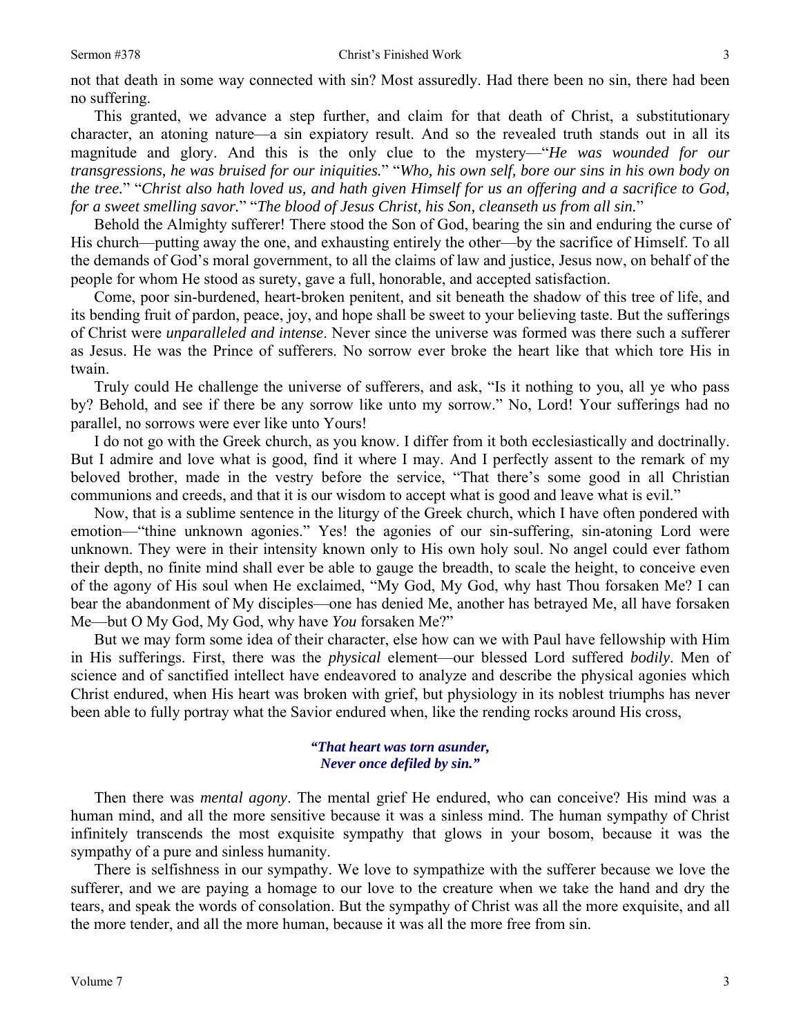not that death in some way connected with sin? Most assuredly. Had there been no sin, there had been no suffering.

This granted, we advance a step further, and claim for that death of Christ, a substitutionary character, an atoning nature—a sin expiatory result. And so the revealed truth stands out in all its magnitude and glory. And this is the only clue to the mystery—"*He was wounded for our transgressions, he was bruised for our iniquities.*" "*Who, his own self, bore our sins in his own body on the tree.*" "*Christ also hath loved us, and hath given Himself for us an offering and a sacrifice to God, for a sweet smelling savor.*" "*The blood of Jesus Christ, his Son, cleanseth us from all sin.*"

Behold the Almighty sufferer! There stood the Son of God, bearing the sin and enduring the curse of His church—putting away the one, and exhausting entirely the other—by the sacrifice of Himself. To all the demands of God's moral government, to all the claims of law and justice, Jesus now, on behalf of the people for whom He stood as surety, gave a full, honorable, and accepted satisfaction.

Come, poor sin-burdened, heart-broken penitent, and sit beneath the shadow of this tree of life, and its bending fruit of pardon, peace, joy, and hope shall be sweet to your believing taste. But the sufferings of Christ were *unparalleled and intense*. Never since the universe was formed was there such a sufferer as Jesus. He was the Prince of sufferers. No sorrow ever broke the heart like that which tore His in twain.

Truly could He challenge the universe of sufferers, and ask, "Is it nothing to you, all ye who pass by? Behold, and see if there be any sorrow like unto my sorrow." No, Lord! Your sufferings had no parallel, no sorrows were ever like unto Yours!

I do not go with the Greek church, as you know. I differ from it both ecclesiastically and doctrinally. But I admire and love what is good, find it where I may. And I perfectly assent to the remark of my beloved brother, made in the vestry before the service, "That there's some good in all Christian communions and creeds, and that it is our wisdom to accept what is good and leave what is evil."

Now, that is a sublime sentence in the liturgy of the Greek church, which I have often pondered with emotion—"thine unknown agonies." Yes! the agonies of our sin-suffering, sin-atoning Lord were unknown. They were in their intensity known only to His own holy soul. No angel could ever fathom their depth, no finite mind shall ever be able to gauge the breadth, to scale the height, to conceive even of the agony of His soul when He exclaimed, "My God, My God, why hast Thou forsaken Me? I can bear the abandonment of My disciples—one has denied Me, another has betrayed Me, all have forsaken Me—but O My God, My God, why have *You* forsaken Me?"

But we may form some idea of their character, else how can we with Paul have fellowship with Him in His sufferings. First, there was the *physical* element—our blessed Lord suffered *bodily*. Men of science and of sanctified intellect have endeavored to analyze and describe the physical agonies which Christ endured, when His heart was broken with grief, but physiology in its noblest triumphs has never been able to fully portray what the Savior endured when, like the rending rocks around His cross,

> ***"That heart was torn asunder,***
> ***Never once defiled by sin."***

Then there was *mental agony*. The mental grief He endured, who can conceive? His mind was a human mind, and all the more sensitive because it was a sinless mind. The human sympathy of Christ infinitely transcends the most exquisite sympathy that glows in your bosom, because it was the sympathy of a pure and sinless humanity.

There is selfishness in our sympathy. We love to sympathize with the sufferer because we love the sufferer, and we are paying a homage to our love to the creature when we take the hand and dry the tears, and speak the words of consolation. But the sympathy of Christ was all the more exquisite, and all the more tender, and all the more human, because it was all the more free from sin.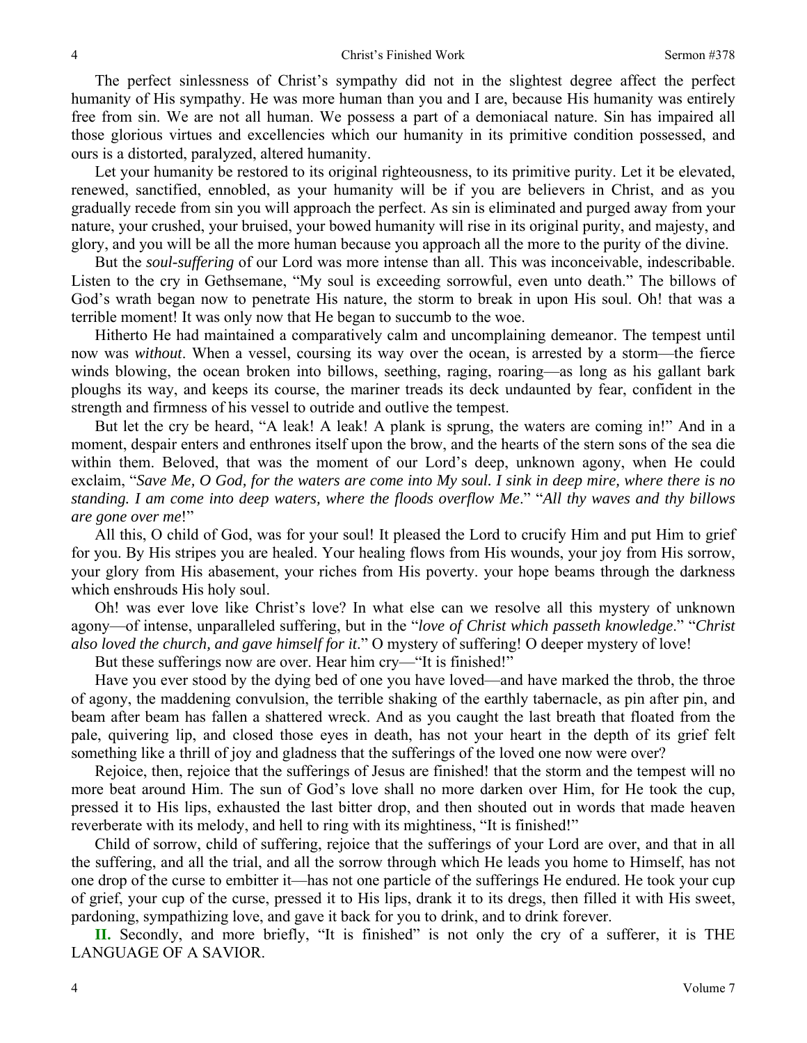The perfect sinlessness of Christ's sympathy did not in the slightest degree affect the perfect humanity of His sympathy. He was more human than you and I are, because His humanity was entirely free from sin. We are not all human. We possess a part of a demoniacal nature. Sin has impaired all those glorious virtues and excellencies which our humanity in its primitive condition possessed, and ours is a distorted, paralyzed, altered humanity.

Let your humanity be restored to its original righteousness, to its primitive purity. Let it be elevated, renewed, sanctified, ennobled, as your humanity will be if you are believers in Christ, and as you gradually recede from sin you will approach the perfect. As sin is eliminated and purged away from your nature, your crushed, your bruised, your bowed humanity will rise in its original purity, and majesty, and glory, and you will be all the more human because you approach all the more to the purity of the divine.

But the *soul-suffering* of our Lord was more intense than all. This was inconceivable, indescribable. Listen to the cry in Gethsemane, "My soul is exceeding sorrowful, even unto death." The billows of God's wrath began now to penetrate His nature, the storm to break in upon His soul. Oh! that was a terrible moment! It was only now that He began to succumb to the woe.

Hitherto He had maintained a comparatively calm and uncomplaining demeanor. The tempest until now was *without*. When a vessel, coursing its way over the ocean, is arrested by a storm—the fierce winds blowing, the ocean broken into billows, seething, raging, roaring—as long as his gallant bark ploughs its way, and keeps its course, the mariner treads its deck undaunted by fear, confident in the strength and firmness of his vessel to outride and outlive the tempest.

But let the cry be heard, "A leak! A leak! A plank is sprung, the waters are coming in!" And in a moment, despair enters and enthrones itself upon the brow, and the hearts of the stern sons of the sea die within them. Beloved, that was the moment of our Lord's deep, unknown agony, when He could exclaim, "*Save Me, O God, for the waters are come into My soul. I sink in deep mire, where there is no standing. I am come into deep waters, where the floods overflow Me*." "*All thy waves and thy billows are gone over me*!"

All this, O child of God, was for your soul! It pleased the Lord to crucify Him and put Him to grief for you. By His stripes you are healed. Your healing flows from His wounds, your joy from His sorrow, your glory from His abasement, your riches from His poverty. your hope beams through the darkness which enshrouds His holy soul.

Oh! was ever love like Christ's love? In what else can we resolve all this mystery of unknown agony—of intense, unparalleled suffering, but in the "*love of Christ which passeth knowledge*." "*Christ also loved the church, and gave himself for it*." O mystery of suffering! O deeper mystery of love!

But these sufferings now are over. Hear him cry—"It is finished!"

Have you ever stood by the dying bed of one you have loved—and have marked the throb, the throe of agony, the maddening convulsion, the terrible shaking of the earthly tabernacle, as pin after pin, and beam after beam has fallen a shattered wreck. And as you caught the last breath that floated from the pale, quivering lip, and closed those eyes in death, has not your heart in the depth of its grief felt something like a thrill of joy and gladness that the sufferings of the loved one now were over?

Rejoice, then, rejoice that the sufferings of Jesus are finished! that the storm and the tempest will no more beat around Him. The sun of God's love shall no more darken over Him, for He took the cup, pressed it to His lips, exhausted the last bitter drop, and then shouted out in words that made heaven reverberate with its melody, and hell to ring with its mightiness, "It is finished!"

Child of sorrow, child of suffering, rejoice that the sufferings of your Lord are over, and that in all the suffering, and all the trial, and all the sorrow through which He leads you home to Himself, has not one drop of the curse to embitter it—has not one particle of the sufferings He endured. He took your cup of grief, your cup of the curse, pressed it to His lips, drank it to its dregs, then filled it with His sweet, pardoning, sympathizing love, and gave it back for you to drink, and to drink forever.

**II.** Secondly, and more briefly, "It is finished" is not only the cry of a sufferer, it is THE LANGUAGE OF A SAVIOR.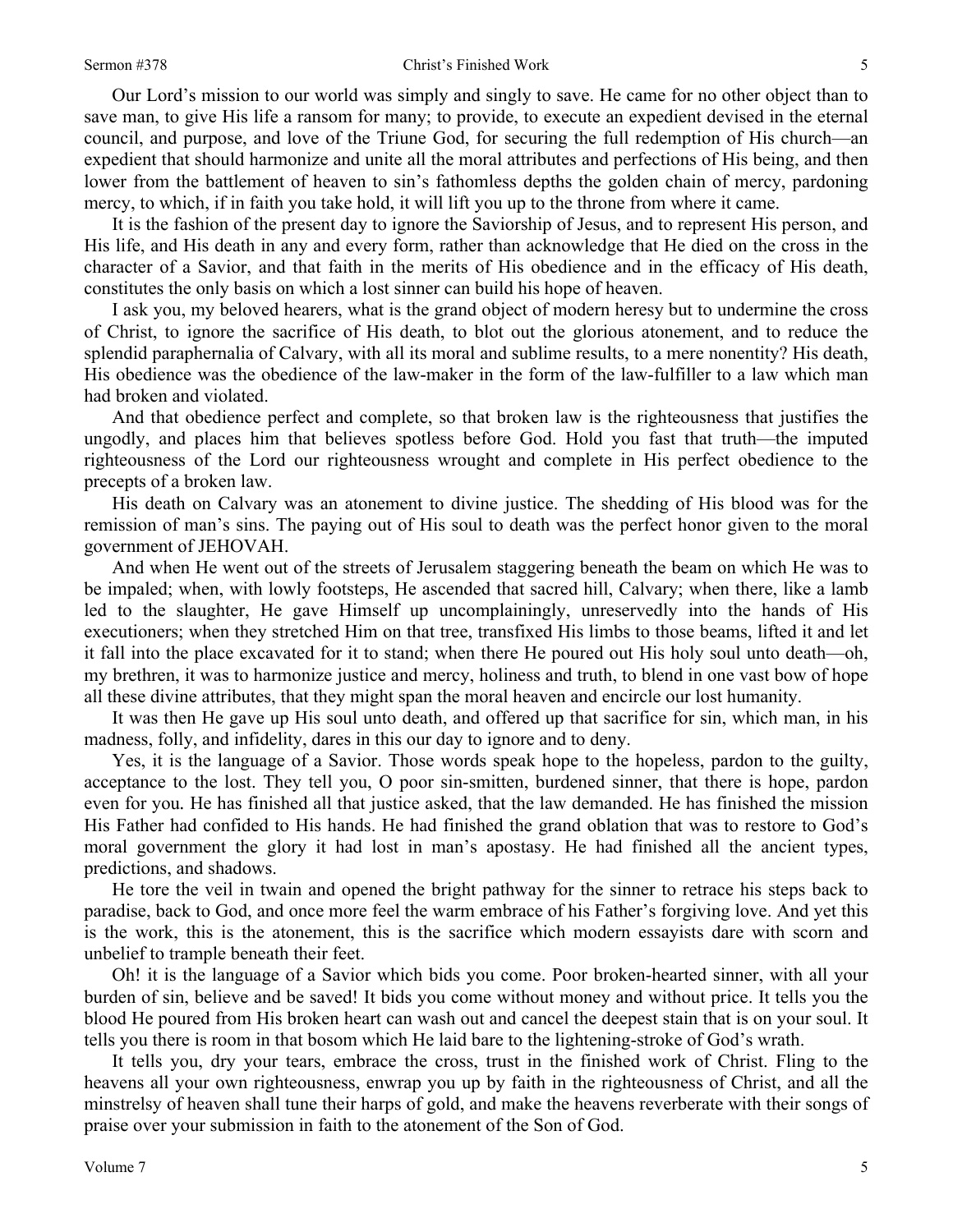Our Lord's mission to our world was simply and singly to save. He came for no other object than to save man, to give His life a ransom for many; to provide, to execute an expedient devised in the eternal council, and purpose, and love of the Triune God, for securing the full redemption of His church—an expedient that should harmonize and unite all the moral attributes and perfections of His being, and then lower from the battlement of heaven to sin's fathomless depths the golden chain of mercy, pardoning mercy, to which, if in faith you take hold, it will lift you up to the throne from where it came.

It is the fashion of the present day to ignore the Saviorship of Jesus, and to represent His person, and His life, and His death in any and every form, rather than acknowledge that He died on the cross in the character of a Savior, and that faith in the merits of His obedience and in the efficacy of His death, constitutes the only basis on which a lost sinner can build his hope of heaven.

I ask you, my beloved hearers, what is the grand object of modern heresy but to undermine the cross of Christ, to ignore the sacrifice of His death, to blot out the glorious atonement, and to reduce the splendid paraphernalia of Calvary, with all its moral and sublime results, to a mere nonentity? His death, His obedience was the obedience of the law-maker in the form of the law-fulfiller to a law which man had broken and violated.

And that obedience perfect and complete, so that broken law is the righteousness that justifies the ungodly, and places him that believes spotless before God. Hold you fast that truth—the imputed righteousness of the Lord our righteousness wrought and complete in His perfect obedience to the precepts of a broken law.

His death on Calvary was an atonement to divine justice. The shedding of His blood was for the remission of man's sins. The paying out of His soul to death was the perfect honor given to the moral government of JEHOVAH.

And when He went out of the streets of Jerusalem staggering beneath the beam on which He was to be impaled; when, with lowly footsteps, He ascended that sacred hill, Calvary; when there, like a lamb led to the slaughter, He gave Himself up uncomplainingly, unreservedly into the hands of His executioners; when they stretched Him on that tree, transfixed His limbs to those beams, lifted it and let it fall into the place excavated for it to stand; when there He poured out His holy soul unto death—oh, my brethren, it was to harmonize justice and mercy, holiness and truth, to blend in one vast bow of hope all these divine attributes, that they might span the moral heaven and encircle our lost humanity.

It was then He gave up His soul unto death, and offered up that sacrifice for sin, which man, in his madness, folly, and infidelity, dares in this our day to ignore and to deny.

Yes, it is the language of a Savior. Those words speak hope to the hopeless, pardon to the guilty, acceptance to the lost. They tell you, O poor sin-smitten, burdened sinner, that there is hope, pardon even for you. He has finished all that justice asked, that the law demanded. He has finished the mission His Father had confided to His hands. He had finished the grand oblation that was to restore to God's moral government the glory it had lost in man's apostasy. He had finished all the ancient types, predictions, and shadows.

He tore the veil in twain and opened the bright pathway for the sinner to retrace his steps back to paradise, back to God, and once more feel the warm embrace of his Father's forgiving love. And yet this is the work, this is the atonement, this is the sacrifice which modern essayists dare with scorn and unbelief to trample beneath their feet.

Oh! it is the language of a Savior which bids you come. Poor broken-hearted sinner, with all your burden of sin, believe and be saved! It bids you come without money and without price. It tells you the blood He poured from His broken heart can wash out and cancel the deepest stain that is on your soul. It tells you there is room in that bosom which He laid bare to the lightening-stroke of God's wrath.

It tells you, dry your tears, embrace the cross, trust in the finished work of Christ. Fling to the heavens all your own righteousness, enwrap you up by faith in the righteousness of Christ, and all the minstrelsy of heaven shall tune their harps of gold, and make the heavens reverberate with their songs of praise over your submission in faith to the atonement of the Son of God.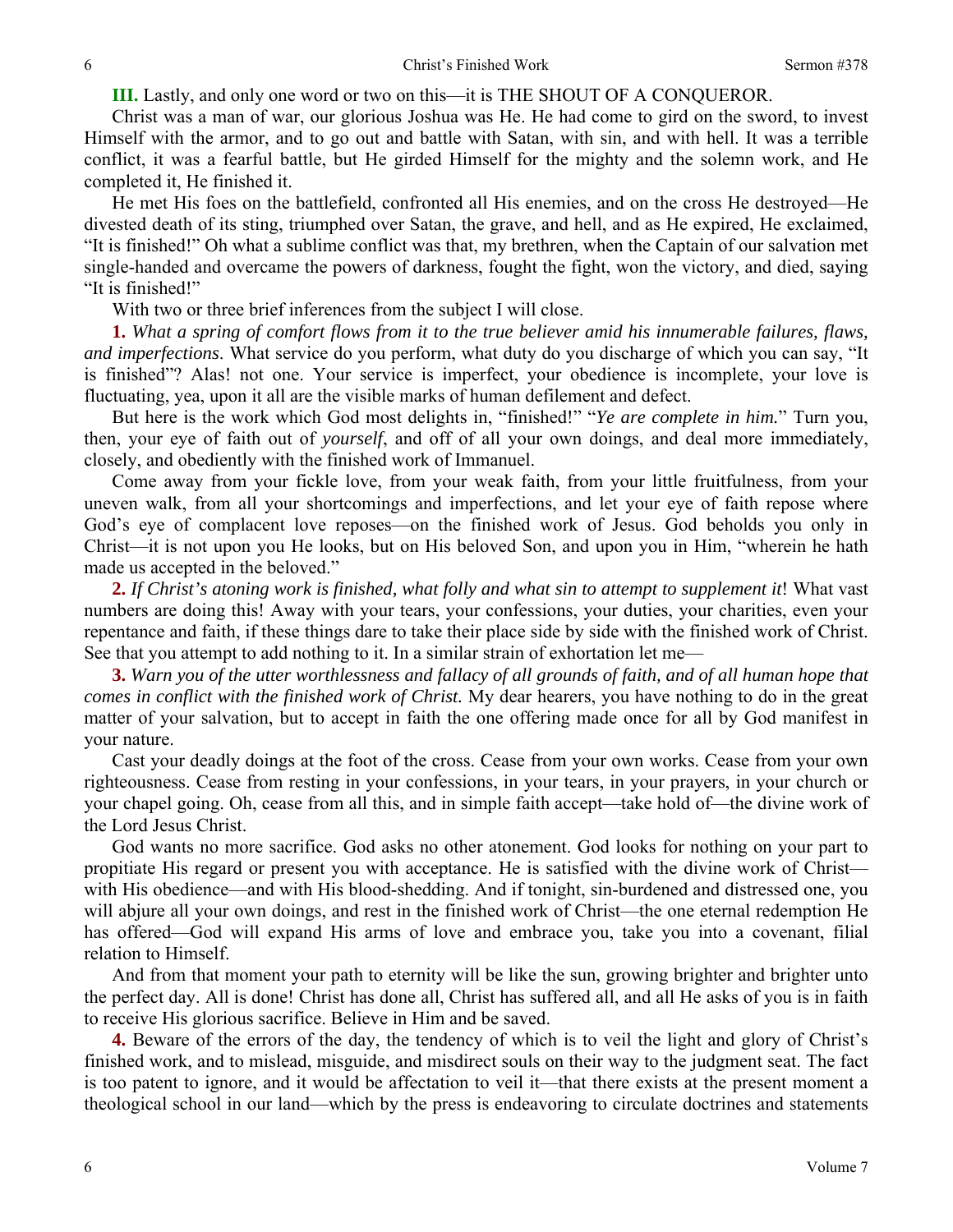**III.** Lastly, and only one word or two on this—it is THE SHOUT OF A CONQUEROR.

Christ was a man of war, our glorious Joshua was He. He had come to gird on the sword, to invest Himself with the armor, and to go out and battle with Satan, with sin, and with hell. It was a terrible conflict, it was a fearful battle, but He girded Himself for the mighty and the solemn work, and He completed it, He finished it.

He met His foes on the battlefield, confronted all His enemies, and on the cross He destroyed—He divested death of its sting, triumphed over Satan, the grave, and hell, and as He expired, He exclaimed, "It is finished!" Oh what a sublime conflict was that, my brethren, when the Captain of our salvation met single-handed and overcame the powers of darkness, fought the fight, won the victory, and died, saying "It is finished!"

With two or three brief inferences from the subject I will close.

**1.** *What a spring of comfort flows from it to the true believer amid his innumerable failures, flaws, and imperfections*. What service do you perform, what duty do you discharge of which you can say, "It is finished"? Alas! not one. Your service is imperfect, your obedience is incomplete, your love is fluctuating, yea, upon it all are the visible marks of human defilement and defect.

But here is the work which God most delights in, "finished!" "*Ye are complete in him.*" Turn you, then, your eye of faith out of *yourself*, and off of all your own doings, and deal more immediately, closely, and obediently with the finished work of Immanuel.

Come away from your fickle love, from your weak faith, from your little fruitfulness, from your uneven walk, from all your shortcomings and imperfections, and let your eye of faith repose where God's eye of complacent love reposes—on the finished work of Jesus. God beholds you only in Christ—it is not upon you He looks, but on His beloved Son, and upon you in Him, "wherein he hath made us accepted in the beloved."

**2.** *If Christ's atoning work is finished, what folly and what sin to attempt to supplement it*! What vast numbers are doing this! Away with your tears, your confessions, your duties, your charities, even your repentance and faith, if these things dare to take their place side by side with the finished work of Christ. See that you attempt to add nothing to it. In a similar strain of exhortation let me—

**3.** *Warn you of the utter worthlessness and fallacy of all grounds of faith, and of all human hope that comes in conflict with the finished work of Christ.* My dear hearers, you have nothing to do in the great matter of your salvation, but to accept in faith the one offering made once for all by God manifest in your nature.

Cast your deadly doings at the foot of the cross. Cease from your own works. Cease from your own righteousness. Cease from resting in your confessions, in your tears, in your prayers, in your church or your chapel going. Oh, cease from all this, and in simple faith accept—take hold of—the divine work of the Lord Jesus Christ.

God wants no more sacrifice. God asks no other atonement. God looks for nothing on your part to propitiate His regard or present you with acceptance. He is satisfied with the divine work of Christ—with His obedience—and with His blood-shedding. And if tonight, sin-burdened and distressed one, you will abjure all your own doings, and rest in the finished work of Christ—the one eternal redemption He has offered—God will expand His arms of love and embrace you, take you into a covenant, filial relation to Himself.

And from that moment your path to eternity will be like the sun, growing brighter and brighter unto the perfect day. All is done! Christ has done all, Christ has suffered all, and all He asks of you is in faith to receive His glorious sacrifice. Believe in Him and be saved.

**4.** Beware of the errors of the day, the tendency of which is to veil the light and glory of Christ's finished work, and to mislead, misguide, and misdirect souls on their way to the judgment seat. The fact is too patent to ignore, and it would be affectation to veil it—that there exists at the present moment a theological school in our land—which by the press is endeavoring to circulate doctrines and statements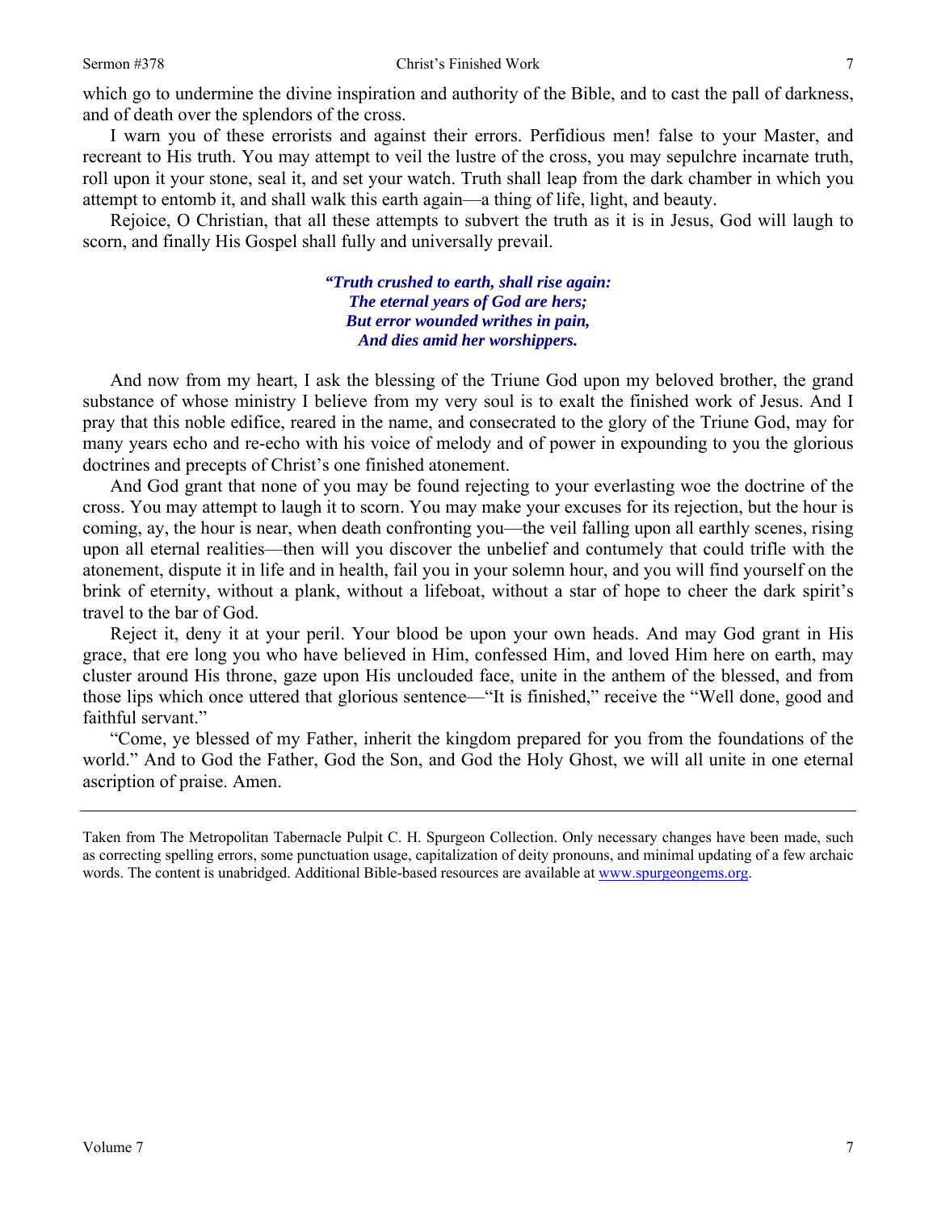which go to undermine the divine inspiration and authority of the Bible, and to cast the pall of darkness, and of death over the splendors of the cross.

I warn you of these errorists and against their errors. Perfidious men! false to your Master, and recreant to His truth. You may attempt to veil the lustre of the cross, you may sepulchre incarnate truth, roll upon it your stone, seal it, and set your watch. Truth shall leap from the dark chamber in which you attempt to entomb it, and shall walk this earth again—a thing of life, light, and beauty.

Rejoice, O Christian, that all these attempts to subvert the truth as it is in Jesus, God will laugh to scorn, and finally His Gospel shall fully and universally prevail.

> ***"Truth crushed to earth, shall rise again:***
> ***The eternal years of God are hers;***
> ***But error wounded writhes in pain,***
> ***And dies amid her worshippers.***

And now from my heart, I ask the blessing of the Triune God upon my beloved brother, the grand substance of whose ministry I believe from my very soul is to exalt the finished work of Jesus. And I pray that this noble edifice, reared in the name, and consecrated to the glory of the Triune God, may for many years echo and re-echo with his voice of melody and of power in expounding to you the glorious doctrines and precepts of Christ's one finished atonement.

And God grant that none of you may be found rejecting to your everlasting woe the doctrine of the cross. You may attempt to laugh it to scorn. You may make your excuses for its rejection, but the hour is coming, ay, the hour is near, when death confronting you—the veil falling upon all earthly scenes, rising upon all eternal realities—then will you discover the unbelief and contumely that could trifle with the atonement, dispute it in life and in health, fail you in your solemn hour, and you will find yourself on the brink of eternity, without a plank, without a lifeboat, without a star of hope to cheer the dark spirit's travel to the bar of God.

Reject it, deny it at your peril. Your blood be upon your own heads. And may God grant in His grace, that ere long you who have believed in Him, confessed Him, and loved Him here on earth, may cluster around His throne, gaze upon His unclouded face, unite in the anthem of the blessed, and from those lips which once uttered that glorious sentence—"It is finished," receive the "Well done, good and faithful servant."

"Come, ye blessed of my Father, inherit the kingdom prepared for you from the foundations of the world." And to God the Father, God the Son, and God the Holy Ghost, we will all unite in one eternal ascription of praise. Amen.

---

Taken from The Metropolitan Tabernacle Pulpit C. H. Spurgeon Collection. Only necessary changes have been made, such as correcting spelling errors, some punctuation usage, capitalization of deity pronouns, and minimal updating of a few archaic words. The content is unabridged. Additional Bible-based resources are available at www.spurgeongems.org.